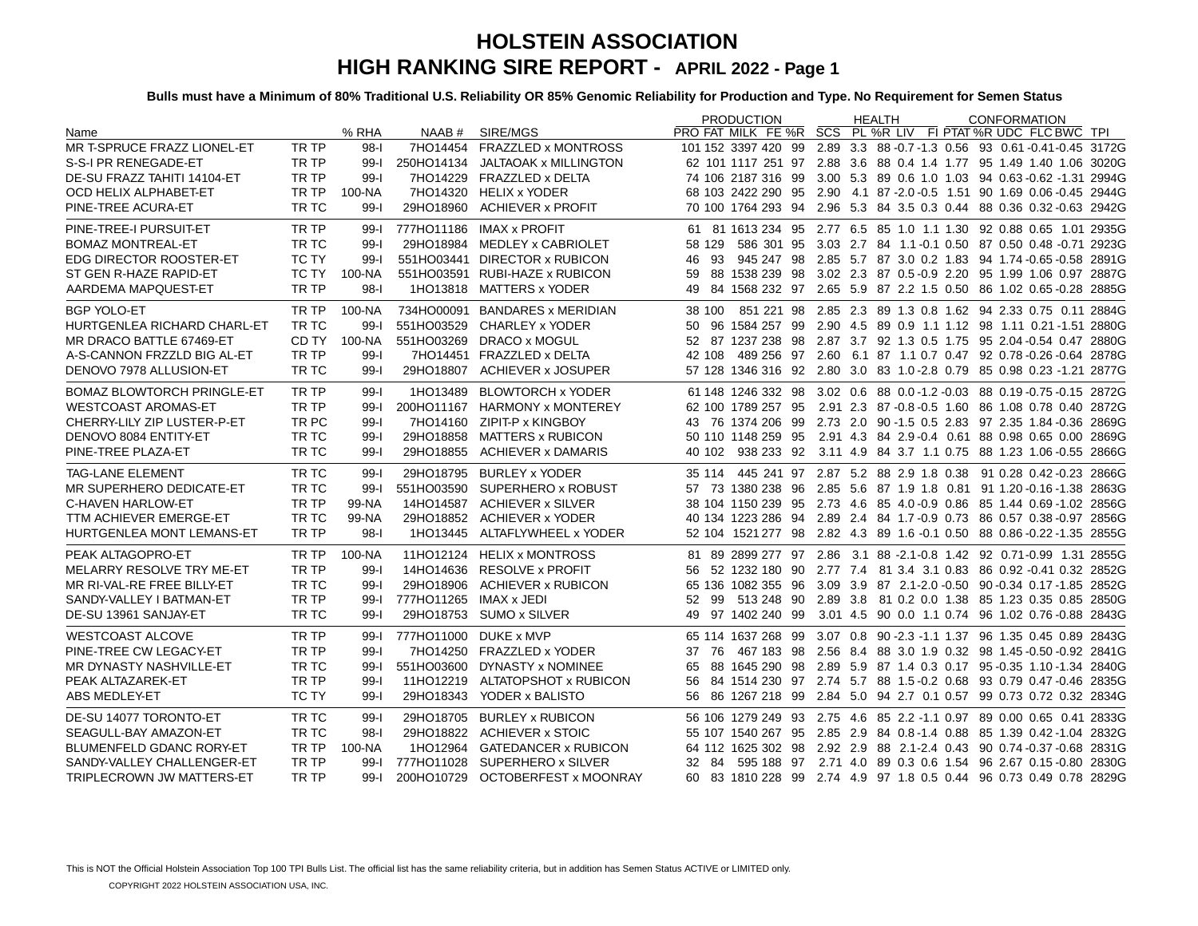# HOLSTEIN ASSOCIATION
## HIGH RANKING SIRE REPORT - APRIL 2022 - Page 1

**Bulls must have a Minimum of 80% Traditional U.S. Reliability OR 85% Genomic Reliability for Production and Type. No Requirement for Semen Status**

| Name | | % RHA | NAAB # | SIRE/MGS | PRODUCTION | | | | | HEALTH | | | | | | CONFORMATION | | | | | |
|---|---|---|---|---|---|---|---|---|---|---|---|---|---|---|---|---|---|---|---|---|---|
| | | | | | PRO | FAT | MILK | FE | %R | SCS | PL | %R | LIV | FI | PTAT | %R | UDC | FLC | BWC | TPI |
| MR T-SPRUCE FRAZZ LIONEL-ET | TR TP | 98-I | 7HO14454 | FRAZZLED x MONTROSS | 101 | 152 | 3397 | 420 | 99 | 2.89 | 3.3 | 88 | -0.7 | -1.3 | 0.56 | 93 | 0.61 | -0.41 | -0.45 | 3172G |
| S-S-I PR RENEGADE-ET | TR TP | 99-I | 250HO14134 | JALTAOAK x MILLINGTON | 62 | 101 | 1117 | 251 | 97 | 2.88 | 3.6 | 88 | 0.4 | 1.4 | 1.77 | 95 | 1.49 | 1.40 | 1.06 | 3020G |
| DE-SU FRAZZ TAHITI 14104-ET | TR TP | 99-I | 7HO14229 | FRAZZLED x DELTA | 74 | 106 | 2187 | 316 | 99 | 3.00 | 5.3 | 89 | 0.6 | 1.0 | 1.03 | 94 | 0.63 | -0.62 | -1.31 | 2994G |
| OCD HELIX ALPHABET-ET | TR TP | 100-NA | 7HO14320 | HELIX x YODER | 68 | 103 | 2422 | 290 | 95 | 2.90 | 4.1 | 87 | -2.0 | -0.5 | 1.51 | 90 | 1.69 | 0.06 | -0.45 | 2944G |
| PINE-TREE ACURA-ET | TR TC | 99-I | 29HO18960 | ACHIEVER x PROFIT | 70 | 100 | 1764 | 293 | 94 | 2.96 | 5.3 | 84 | 3.5 | 0.3 | 0.44 | 88 | 0.36 | 0.32 | -0.63 | 2942G |
| PINE-TREE-I PURSUIT-ET | TR TP | 99-I | 777HO11186 | IMAX x PROFIT | 61 | 81 | 1613 | 234 | 95 | 2.77 | 6.5 | 85 | 1.0 | 1.1 | 1.30 | 92 | 0.88 | 0.65 | 1.01 | 2935G |
| BOMAZ MONTREAL-ET | TR TC | 99-I | 29HO18984 | MEDLEY x CABRIOLET | 58 | 129 | 586 | 301 | 95 | 3.03 | 2.7 | 84 | 1.1 | -0.1 | 0.50 | 87 | 0.50 | 0.48 | -0.71 | 2923G |
| EDG DIRECTOR ROOSTER-ET | TC TY | 99-I | 551HO03441 | DIRECTOR x RUBICON | 46 | 93 | 945 | 247 | 98 | 2.85 | 5.7 | 87 | 3.0 | 0.2 | 1.83 | 94 | 1.74 | -0.65 | -0.58 | 2891G |
| ST GEN R-HAZE RAPID-ET | TC TY | 100-NA | 551HO03591 | RUBI-HAZE x RUBICON | 59 | 88 | 1538 | 239 | 98 | 3.02 | 2.3 | 87 | 0.5 | -0.9 | 2.20 | 95 | 1.99 | 1.06 | 0.97 | 2887G |
| AARDEMA MAPQUEST-ET | TR TP | 98-I | 1HO13818 | MATTERS x YODER | 49 | 84 | 1568 | 232 | 97 | 2.65 | 5.9 | 87 | 2.2 | 1.5 | 0.50 | 86 | 1.02 | 0.65 | -0.28 | 2885G |
| BGP YOLO-ET | TR TP | 100-NA | 734HO00091 | BANDARES x MERIDIAN | 38 | 100 | 851 | 221 | 98 | 2.85 | 2.3 | 89 | 1.3 | 0.8 | 1.62 | 94 | 2.33 | 0.75 | 0.11 | 2884G |
| HURTGENLEA RICHARD CHARL-ET | TR TC | 99-I | 551HO03529 | CHARLEY x YODER | 50 | 96 | 1584 | 257 | 99 | 2.90 | 4.5 | 89 | 0.9 | 1.1 | 1.12 | 98 | 1.11 | 0.21 | -1.51 | 2880G |
| MR DRACO BATTLE 67469-ET | CD TY | 100-NA | 551HO03269 | DRACO x MOGUL | 52 | 87 | 1237 | 238 | 98 | 2.87 | 3.7 | 92 | 1.3 | 0.5 | 1.75 | 95 | 2.04 | -0.54 | 0.47 | 2880G |
| A-S-CANNON FRZZLD BIG AL-ET | TR TP | 99-I | 7HO14451 | FRAZZLED x DELTA | 42 | 108 | 489 | 256 | 97 | 2.60 | 6.1 | 87 | 1.1 | 0.7 | 0.47 | 92 | 0.78 | -0.26 | -0.64 | 2878G |
| DENOVO 7978 ALLUSION-ET | TR TC | 99-I | 29HO18807 | ACHIEVER x JOSUPER | 57 | 128 | 1346 | 316 | 92 | 2.80 | 3.0 | 83 | 1.0 | -2.8 | 0.79 | 85 | 0.98 | 0.23 | -1.21 | 2877G |
| BOMAZ BLOWTORCH PRINGLE-ET | TR TP | 99-I | 1HO13489 | BLOWTORCH x YODER | 61 | 148 | 1246 | 332 | 98 | 3.02 | 0.6 | 88 | 0.0 | -1.2 | -0.03 | 88 | 0.19 | -0.75 | -0.15 | 2872G |
| WESTCOAST AROMAS-ET | TR TP | 99-I | 200HO11167 | HARMONY x MONTEREY | 62 | 100 | 1789 | 257 | 95 | 2.91 | 2.3 | 87 | -0.8 | -0.5 | 1.60 | 86 | 1.08 | 0.78 | 0.40 | 2872G |
| CHERRY-LILY ZIP LUSTER-P-ET | TR PC | 99-I | 7HO14160 | ZIPIT-P x KINGBOY | 43 | 76 | 1374 | 206 | 99 | 2.73 | 2.0 | 90 | -1.5 | 0.5 | 2.83 | 97 | 2.35 | 1.84 | -0.36 | 2869G |
| DENOVO 8084 ENTITY-ET | TR TC | 99-I | 29HO18858 | MATTERS x RUBICON | 50 | 110 | 1148 | 259 | 95 | 2.91 | 4.3 | 84 | 2.9 | -0.4 | 0.61 | 88 | 0.98 | 0.65 | 0.00 | 2869G |
| PINE-TREE PLAZA-ET | TR TC | 99-I | 29HO18855 | ACHIEVER x DAMARIS | 40 | 102 | 938 | 233 | 92 | 3.11 | 4.9 | 84 | 3.7 | 1.1 | 0.75 | 88 | 1.23 | 1.06 | -0.55 | 2866G |
| TAG-LANE ELEMENT | TR TC | 99-I | 29HO18795 | BURLEY x YODER | 35 | 114 | 445 | 241 | 97 | 2.87 | 5.2 | 88 | 2.9 | 1.8 | 0.38 | 91 | 0.28 | 0.42 | -0.23 | 2866G |
| MR SUPERHERO DEDICATE-ET | TR TC | 99-I | 551HO03590 | SUPERHERO x ROBUST | 57 | 73 | 1380 | 238 | 96 | 2.85 | 5.6 | 87 | 1.9 | 1.8 | 0.81 | 91 | 1.20 | -0.16 | -1.38 | 2863G |
| C-HAVEN HARLOW-ET | TR TP | 99-NA | 14HO14587 | ACHIEVER x SILVER | 38 | 104 | 1150 | 239 | 95 | 2.73 | 4.6 | 85 | 4.0 | -0.9 | 0.86 | 85 | 1.44 | 0.69 | -1.02 | 2856G |
| TTM ACHIEVER EMERGE-ET | TR TC | 99-NA | 29HO18852 | ACHIEVER x YODER | 40 | 134 | 1223 | 286 | 94 | 2.89 | 2.4 | 84 | 1.7 | -0.9 | 0.73 | 86 | 0.57 | 0.38 | -0.97 | 2856G |
| HURTGENLEA MONT LEMANS-ET | TR TP | 98-I | 1HO13445 | ALTAFLYWHEEL x YODER | 52 | 104 | 1521 | 277 | 98 | 2.82 | 4.3 | 89 | 1.6 | -0.1 | 0.50 | 88 | 0.86 | -0.22 | -1.35 | 2855G |
| PEAK ALTAGOPRO-ET | TR TP | 100-NA | 11HO12124 | HELIX x MONTROSS | 81 | 89 | 2899 | 277 | 97 | 2.86 | 3.1 | 88 | -2.1 | -0.8 | 1.42 | 92 | 0.71 | -0.99 | 1.31 | 2855G |
| MELARRY RESOLVE TRY ME-ET | TR TP | 99-I | 14HO14636 | RESOLVE x PROFIT | 56 | 52 | 1232 | 180 | 90 | 2.77 | 7.4 | 81 | 3.4 | 3.1 | 0.83 | 86 | 0.92 | -0.41 | 0.32 | 2852G |
| MR RI-VAL-RE FREE BILLY-ET | TR TC | 99-I | 29HO18906 | ACHIEVER x RUBICON | 65 | 136 | 1082 | 355 | 96 | 3.09 | 3.9 | 87 | 2.1 | -2.0 | -0.50 | 90 | -0.34 | 0.17 | -1.85 | 2852G |
| SANDY-VALLEY I BATMAN-ET | TR TP | 99-I | 777HO11265 | IMAX x JEDI | 52 | 99 | 513 | 248 | 90 | 2.89 | 3.8 | 81 | 0.2 | 0.0 | 1.38 | 85 | 1.23 | 0.35 | 0.85 | 2850G |
| DE-SU 13961 SANJAY-ET | TR TC | 99-I | 29HO18753 | SUMO x SILVER | 49 | 97 | 1402 | 240 | 99 | 3.01 | 4.5 | 90 | 0.0 | 1.1 | 0.74 | 96 | 1.02 | 0.76 | -0.88 | 2843G |
| WESTCOAST ALCOVE | TR TP | 99-I | 777HO11000 | DUKE x MVP | 65 | 114 | 1637 | 268 | 99 | 3.07 | 0.8 | 90 | -2.3 | -1.1 | 1.37 | 96 | 1.35 | 0.45 | 0.89 | 2843G |
| PINE-TREE CW LEGACY-ET | TR TP | 99-I | 7HO14250 | FRAZZLED x YODER | 37 | 76 | 467 | 183 | 98 | 2.56 | 8.4 | 88 | 3.0 | 1.9 | 0.32 | 98 | 1.45 | -0.50 | -0.92 | 2841G |
| MR DYNASTY NASHVILLE-ET | TR TC | 99-I | 551HO03600 | DYNASTY x NOMINEE | 65 | 88 | 1645 | 290 | 98 | 2.89 | 5.9 | 87 | 1.4 | 0.3 | 0.17 | 95 | -0.35 | 1.10 | -1.34 | 2840G |
| PEAK ALTAZAREK-ET | TR TP | 99-I | 11HO12219 | ALTATOPSHOT x RUBICON | 56 | 84 | 1514 | 230 | 97 | 2.74 | 5.7 | 88 | 1.5 | -0.2 | 0.68 | 93 | 0.79 | 0.47 | -0.46 | 2835G |
| ABS MEDLEY-ET | TC TY | 99-I | 29HO18343 | YODER x BALISTO | 56 | 86 | 1267 | 218 | 99 | 2.84 | 5.0 | 94 | 2.7 | 0.1 | 0.57 | 99 | 0.73 | 0.72 | 0.32 | 2834G |
| DE-SU 14077 TORONTO-ET | TR TC | 99-I | 29HO18705 | BURLEY x RUBICON | 56 | 106 | 1279 | 249 | 93 | 2.75 | 4.6 | 85 | 2.2 | -1.1 | 0.97 | 89 | 0.00 | 0.65 | 0.41 | 2833G |
| SEAGULL-BAY AMAZON-ET | TR TC | 98-I | 29HO18822 | ACHIEVER x STOIC | 55 | 107 | 1540 | 267 | 95 | 2.85 | 2.9 | 84 | 0.8 | -1.4 | 0.88 | 85 | 1.39 | 0.42 | -1.04 | 2832G |
| BLUMENFELD GDANC RORY-ET | TR TP | 100-NA | 1HO12964 | GATEDANCER x RUBICON | 64 | 112 | 1625 | 302 | 98 | 2.92 | 2.9 | 88 | 2.1 | -2.4 | 0.43 | 90 | 0.74 | -0.37 | -0.68 | 2831G |
| SANDY-VALLEY CHALLENGER-ET | TR TP | 99-I | 777HO11028 | SUPERHERO x SILVER | 32 | 84 | 595 | 188 | 97 | 2.71 | 4.0 | 89 | 0.3 | 0.6 | 1.54 | 96 | 2.67 | 0.15 | -0.80 | 2830G |
| TRIPLECROWN JW MATTERS-ET | TR TP | 99-I | 200HO10729 | OCTOBERFEST x MOONRAY | 60 | 83 | 1810 | 228 | 99 | 2.74 | 4.9 | 97 | 1.8 | 0.5 | 0.44 | 96 | 0.73 | 0.49 | 0.78 | 2829G |

This is NOT the Official Holstein Association Top 100 TPI Bulls List. The official list has the same reliability criteria, but in addition has Semen Status ACTIVE or LIMITED only.

COPYRIGHT 2022 HOLSTEIN ASSOCIATION USA, INC.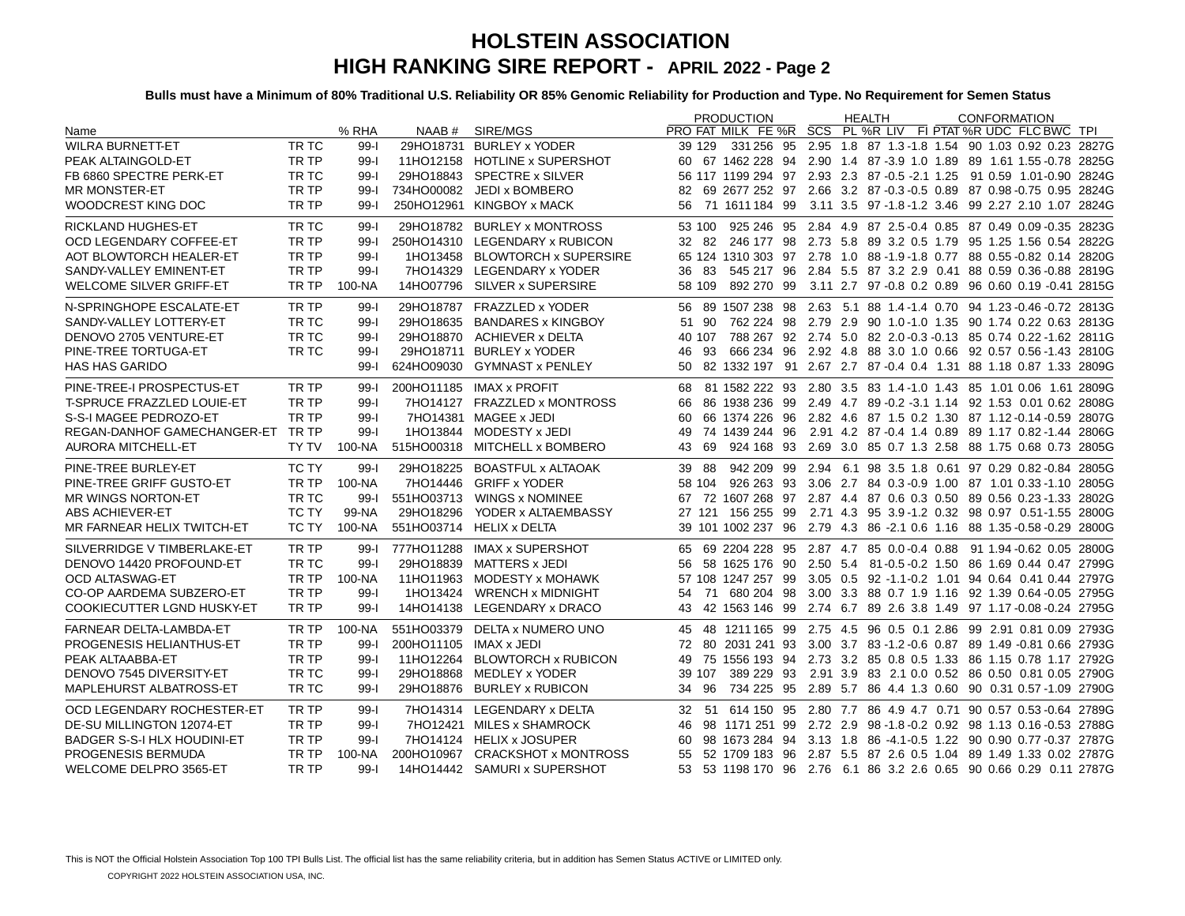# HOLSTEIN ASSOCIATION

## HIGH RANKING SIRE REPORT - APRIL 2022 - Page 2

**Bulls must have a Minimum of 80% Traditional U.S. Reliability OR 85% Genomic Reliability for Production and Type. No Requirement for Semen Status**

| Name | | % RHA | NAAB # | SIRE/MGS | PRODUCTION | | | | | HEALTH | | | | | CONFORMATION | | | | | |
|---|---|---|---|---|---|---|---|---|---|---|---|---|---|---|---|---|---|---|---|---|
| | | | | | PRO | FAT | MILK | FE | %R | SCS | PL | %R | LIV | FI | PTAT | %R | UDC | FLC | BWC | TPI |
| WILRA BURNETT-ET | TR TC | 99-I | 29HO18731 | BURLEY x YODER | 39 | 129 | 331 | 256 | 95 | 2.95 | 1.8 | 87 | 1.3 | -1.8 | 1.54 | 90 | 1.03 | 0.92 | 0.23 | 2827G |
| PEAK ALTAINGOLD-ET | TR TP | 99-I | 11HO12158 | HOTLINE x SUPERSHOT | 60 | 67 | 1462 | 228 | 94 | 2.90 | 1.4 | 87 | -3.9 | 1.0 | 1.89 | 89 | 1.61 | 1.55 | -0.78 | 2825G |
| FB 6860 SPECTRE PERK-ET | TR TC | 99-I | 29HO18843 | SPECTRE x SILVER | 56 | 117 | 1199 | 294 | 97 | 2.93 | 2.3 | 87 | -0.5 | -2.1 | 1.25 | 91 | 0.59 | 1.01 | -0.90 | 2824G |
| MR MONSTER-ET | TR TP | 99-I | 734HO00082 | JEDI x BOMBERO | 82 | 69 | 2677 | 252 | 97 | 2.66 | 3.2 | 87 | -0.3 | -0.5 | 0.89 | 87 | 0.98 | -0.75 | 0.95 | 2824G |
| WOODCREST KING DOC | TR TP | 99-I | 250HO12961 | KINGBOY x MACK | 56 | 71 | 1611 | 184 | 99 | 3.11 | 3.5 | 97 | -1.8 | -1.2 | 3.46 | 99 | 2.27 | 2.10 | 1.07 | 2824G |
| RICKLAND HUGHES-ET | TR TC | 99-I | 29HO18782 | BURLEY x MONTROSS | 53 | 100 | 925 | 246 | 95 | 2.84 | 4.9 | 87 | 2.5 | -0.4 | 0.85 | 87 | 0.49 | 0.09 | -0.35 | 2823G |
| OCD LEGENDARY COFFEE-ET | TR TP | 99-I | 250HO14310 | LEGENDARY x RUBICON | 32 | 82 | 246 | 177 | 98 | 2.73 | 5.8 | 89 | 3.2 | 0.5 | 1.79 | 95 | 1.25 | 1.56 | 0.54 | 2822G |
| AOT BLOWTORCH HEALER-ET | TR TP | 99-I | 1HO13458 | BLOWTORCH x SUPERSIRE | 65 | 124 | 1310 | 303 | 97 | 2.78 | 1.0 | 88 | -1.9 | -1.8 | 0.77 | 88 | 0.55 | -0.82 | 0.14 | 2820G |
| SANDY-VALLEY EMINENT-ET | TR TP | 99-I | 7HO14329 | LEGENDARY x YODER | 36 | 83 | 545 | 217 | 96 | 2.84 | 5.5 | 87 | 3.2 | 2.9 | 0.41 | 88 | 0.59 | 0.36 | -0.88 | 2819G |
| WELCOME SILVER GRIFF-ET | TR TP | 100-NA | 14HO07796 | SILVER x SUPERSIRE | 58 | 109 | 892 | 270 | 99 | 3.11 | 2.7 | 97 | -0.8 | 0.2 | 0.89 | 96 | 0.60 | 0.19 | -0.41 | 2815G |
| N-SPRINGHOPE ESCALATE-ET | TR TP | 99-I | 29HO18787 | FRAZZLED x YODER | 56 | 89 | 1507 | 238 | 98 | 2.63 | 5.1 | 88 | 1.4 | -1.4 | 0.70 | 94 | 1.23 | -0.46 | -0.72 | 2813G |
| SANDY-VALLEY LOTTERY-ET | TR TC | 99-I | 29HO18635 | BANDARES x KINGBOY | 51 | 90 | 762 | 224 | 98 | 2.79 | 2.9 | 90 | 1.0 | -1.0 | 1.35 | 90 | 1.74 | 0.22 | 0.63 | 2813G |
| DENOVO 2705 VENTURE-ET | TR TC | 99-I | 29HO18870 | ACHIEVER x DELTA | 40 | 107 | 788 | 267 | 92 | 2.74 | 5.0 | 82 | 2.0 | -0.3 | -0.13 | 85 | 0.74 | 0.22 | -1.62 | 2811G |
| PINE-TREE TORTUGA-ET | TR TC | 99-I | 29HO18711 | BURLEY x YODER | 46 | 93 | 666 | 234 | 96 | 2.92 | 4.8 | 88 | 3.0 | 1.0 | 0.66 | 92 | 0.57 | 0.56 | -1.43 | 2810G |
| HAS HAS GARIDO | | 99-I | 624HO09030 | GYMNAST x PENLEY | 50 | 82 | 1332 | 197 | 91 | 2.67 | 2.7 | 87 | -0.4 | 0.4 | 1.31 | 88 | 1.18 | 0.87 | 1.33 | 2809G |
| PINE-TREE-I PROSPECTUS-ET | TR TP | 99-I | 200HO11185 | IMAX x PROFIT | 68 | 81 | 1582 | 222 | 93 | 2.80 | 3.5 | 83 | 1.4 | -1.0 | 1.43 | 85 | 1.01 | 0.06 | 1.61 | 2809G |
| T-SPRUCE FRAZZLED LOUIE-ET | TR TP | 99-I | 7HO14127 | FRAZZLED x MONTROSS | 66 | 86 | 1938 | 236 | 99 | 2.49 | 4.7 | 89 | -0.2 | -3.1 | 1.14 | 92 | 1.53 | 0.01 | 0.62 | 2808G |
| S-S-I MAGEE PEDROZO-ET | TR TP | 99-I | 7HO14381 | MAGEE x JEDI | 60 | 66 | 1374 | 226 | 96 | 2.82 | 4.6 | 87 | 1.5 | 0.2 | 1.30 | 87 | 1.12 | -0.14 | -0.59 | 2807G |
| REGAN-DANHOF GAMECHANGER-ET | TR TP | 99-I | 1HO13844 | MODESTY x JEDI | 49 | 74 | 1439 | 244 | 96 | 2.91 | 4.2 | 87 | -0.4 | 1.4 | 0.89 | 89 | 1.17 | 0.82 | -1.44 | 2806G |
| AURORA MITCHELL-ET | TY TV | 100-NA | 515HO00318 | MITCHELL x BOMBERO | 43 | 69 | 924 | 168 | 93 | 2.69 | 3.0 | 85 | 0.7 | 1.3 | 2.58 | 88 | 1.75 | 0.68 | 0.73 | 2805G |
| PINE-TREE BURLEY-ET | TC TY | 99-I | 29HO18225 | BOASTFUL x ALTAOAK | 39 | 88 | 942 | 209 | 99 | 2.94 | 6.1 | 98 | 3.5 | 1.8 | 0.61 | 97 | 0.29 | 0.82 | -0.84 | 2805G |
| PINE-TREE GRIFF GUSTO-ET | TR TP | 100-NA | 7HO14446 | GRIFF x YODER | 58 | 104 | 926 | 263 | 93 | 3.06 | 2.7 | 84 | 0.3 | -0.9 | 1.00 | 87 | 1.01 | 0.33 | -1.10 | 2805G |
| MR WINGS NORTON-ET | TR TC | 99-I | 551HO03713 | WINGS x NOMINEE | 67 | 72 | 1607 | 268 | 97 | 2.87 | 4.4 | 87 | 0.6 | 0.3 | 0.50 | 89 | 0.56 | 0.23 | -1.33 | 2802G |
| ABS ACHIEVER-ET | TC TY | 99-NA | 29HO18296 | YODER x ALTAEMBASSY | 27 | 121 | 156 | 255 | 99 | 2.71 | 4.3 | 95 | 3.9 | -1.2 | 0.32 | 98 | 0.97 | 0.51 | -1.55 | 2800G |
| MR FARNEAR HELIX TWITCH-ET | TC TY | 100-NA | 551HO03714 | HELIX x DELTA | 39 | 101 | 1002 | 237 | 96 | 2.79 | 4.3 | 86 | -2.1 | 0.6 | 1.16 | 88 | 1.35 | -0.58 | -0.29 | 2800G |
| SILVERRIDGE V TIMBERLAKE-ET | TR TP | 99-I | 777HO11288 | IMAX x SUPERSHOT | 65 | 69 | 2204 | 228 | 95 | 2.87 | 4.7 | 85 | 0.0 | -0.4 | 0.88 | 91 | 1.94 | -0.62 | 0.05 | 2800G |
| DENOVO 14420 PROFOUND-ET | TR TC | 99-I | 29HO18839 | MATTERS x JEDI | 56 | 58 | 1625 | 176 | 90 | 2.50 | 5.4 | 81 | -0.5 | -0.2 | 1.50 | 86 | 1.69 | 0.44 | 0.47 | 2799G |
| OCD ALTASWAG-ET | TR TP | 100-NA | 11HO11963 | MODESTY x MOHAWK | 57 | 108 | 1247 | 257 | 99 | 3.05 | 0.5 | 92 | -1.1 | -0.2 | 1.01 | 94 | 0.64 | 0.41 | 0.44 | 2797G |
| CO-OP AARDEMA SUBZERO-ET | TR TP | 99-I | 1HO13424 | WRENCH x MIDNIGHT | 54 | 71 | 680 | 204 | 98 | 3.00 | 3.3 | 88 | 0.7 | 1.9 | 1.16 | 92 | 1.39 | 0.64 | -0.05 | 2795G |
| COOKIECUTTER LGND HUSKY-ET | TR TP | 99-I | 14HO14138 | LEGENDARY x DRACO | 43 | 42 | 1563 | 146 | 99 | 2.74 | 6.7 | 89 | 2.6 | 3.8 | 1.49 | 97 | 1.17 | -0.08 | -0.24 | 2795G |
| FARNEAR DELTA-LAMBDA-ET | TR TP | 100-NA | 551HO03379 | DELTA x NUMERO UNO | 45 | 48 | 1211 | 165 | 99 | 2.75 | 4.5 | 96 | 0.5 | 0.1 | 2.86 | 99 | 2.91 | 0.81 | 0.09 | 2793G |
| PROGENESIS HELIANTHUS-ET | TR TP | 99-I | 200HO11105 | IMAX x JEDI | 72 | 80 | 2031 | 241 | 93 | 3.00 | 3.7 | 83 | -1.2 | -0.6 | 0.87 | 89 | 1.49 | -0.81 | 0.66 | 2793G |
| PEAK ALTAABBA-ET | TR TP | 99-I | 11HO12264 | BLOWTORCH x RUBICON | 49 | 75 | 1556 | 193 | 94 | 2.73 | 3.2 | 85 | 0.8 | 0.5 | 1.33 | 86 | 1.15 | 0.78 | 1.17 | 2792G |
| DENOVO 7545 DIVERSITY-ET | TR TC | 99-I | 29HO18868 | MEDLEY x YODER | 39 | 107 | 389 | 229 | 93 | 2.91 | 3.9 | 83 | 2.1 | 0.0 | 0.52 | 86 | 0.50 | 0.81 | 0.05 | 2790G |
| MAPLEHURST ALBATROSS-ET | TR TC | 99-I | 29HO18876 | BURLEY x RUBICON | 34 | 96 | 734 | 225 | 95 | 2.89 | 5.7 | 86 | 4.4 | 1.3 | 0.60 | 90 | 0.31 | 0.57 | -1.09 | 2790G |
| OCD LEGENDARY ROCHESTER-ET | TR TP | 99-I | 7HO14314 | LEGENDARY x DELTA | 32 | 51 | 614 | 150 | 95 | 2.80 | 7.7 | 86 | 4.9 | 4.7 | 0.71 | 90 | 0.57 | 0.53 | -0.64 | 2789G |
| DE-SU MILLINGTON 12074-ET | TR TP | 99-I | 7HO12421 | MILES x SHAMROCK | 46 | 98 | 1171 | 251 | 99 | 2.72 | 2.9 | 98 | -1.8 | -0.2 | 0.92 | 98 | 1.13 | 0.16 | -0.53 | 2788G |
| BADGER S-S-I HLX HOUDINI-ET | TR TP | 99-I | 7HO14124 | HELIX x JOSUPER | 60 | 98 | 1673 | 284 | 94 | 3.13 | 1.8 | 86 | -4.1 | -0.5 | 1.22 | 90 | 0.90 | 0.77 | -0.37 | 2787G |
| PROGENESIS BERMUDA | TR TP | 100-NA | 200HO10967 | CRACKSHOT x MONTROSS | 55 | 52 | 1709 | 183 | 96 | 2.87 | 5.5 | 87 | 2.6 | 0.5 | 1.04 | 89 | 1.49 | 1.33 | 0.02 | 2787G |
| WELCOME DELPRO 3565-ET | TR TP | 99-I | 14HO14442 | SAMURI x SUPERSHOT | 53 | 53 | 1198 | 170 | 96 | 2.76 | 6.1 | 86 | 3.2 | 2.6 | 0.65 | 90 | 0.66 | 0.29 | 0.11 | 2787G |

This is NOT the Official Holstein Association Top 100 TPI Bulls List. The official list has the same reliability criteria, but in addition has Semen Status ACTIVE or LIMITED only.

COPYRIGHT 2022 HOLSTEIN ASSOCIATION USA, INC.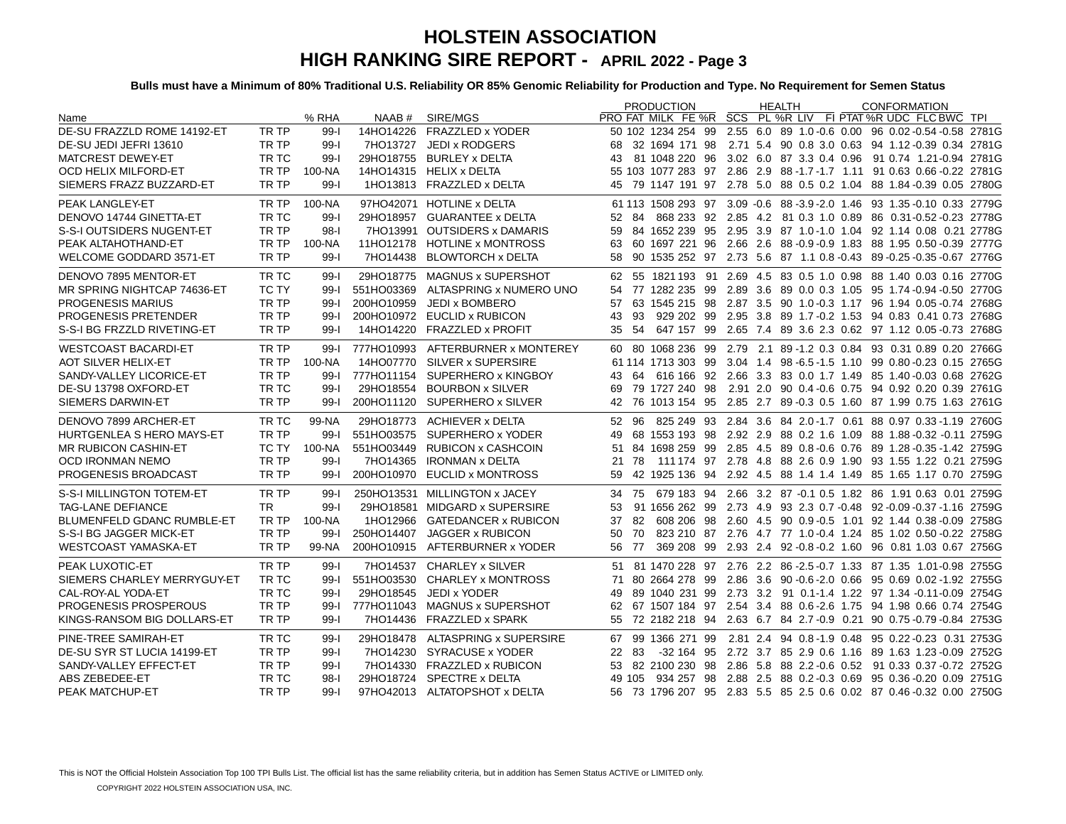# HOLSTEIN ASSOCIATION

## HIGH RANKING SIRE REPORT - APRIL 2022 - Page 3

**Bulls must have a Minimum of 80% Traditional U.S. Reliability OR 85% Genomic Reliability for Production and Type. No Requirement for Semen Status**

| Name | | % RHA | NAAB # | SIRE/MGS | PRODUCTION PRO | FAT | MILK | FE | %R | HEALTH SCS | PL | %R | LIV | FI | CONFORMATION PTAT | %R | UDC | FLC | BWC | TPI |
|---|---|---|---|---|---|---|---|---|---|---|---|---|---|---|---|---|---|---|---|---|
| DE-SU FRAZZLD ROME 14192-ET | TR TP | 99-I | 14HO14226 | FRAZZLED x YODER | 50 | 102 | 1234 | 254 | 99 | 2.55 | 6.0 | 89 | 1.0 | -0.6 | 0.00 | 96 | 0.02 | -0.54 | -0.58 | 2781G |
| DE-SU JEDI JEFRI 13610 | TR TP | 99-I | 7HO13727 | JEDI x RODGERS | 68 | 32 | 1694 | 171 | 98 | 2.71 | 5.4 | 90 | 0.8 | 3.0 | 0.63 | 94 | 1.12 | -0.39 | 0.34 | 2781G |
| MATCREST DEWEY-ET | TR TC | 99-I | 29HO18755 | BURLEY x DELTA | 43 | 81 | 1048 | 220 | 96 | 3.02 | 6.0 | 87 | 3.3 | 0.4 | 0.96 | 91 | 0.74 | 1.21 | -0.94 | 2781G |
| OCD HELIX MILFORD-ET | TR TP | 100-NA | 14HO14315 | HELIX x DELTA | 55 | 103 | 1077 | 283 | 97 | 2.86 | 2.9 | 88 | -1.7 | -1.7 | 1.11 | 91 | 0.63 | 0.66 | -0.22 | 2781G |
| SIEMERS FRAZZ BUZZARD-ET | TR TP | 99-I | 1HO13813 | FRAZZLED x DELTA | 45 | 79 | 1147 | 191 | 97 | 2.78 | 5.0 | 88 | 0.5 | 0.2 | 1.04 | 88 | 1.84 | -0.39 | 0.05 | 2780G |
| PEAK LANGLEY-ET | TR TP | 100-NA | 97HO42071 | HOTLINE x DELTA | 61 | 113 | 1508 | 293 | 97 | 3.09 | -0.6 | 88 | -3.9 | -2.0 | 1.46 | 93 | 1.35 | -0.10 | 0.33 | 2779G |
| DENOVO 14744 GINETTA-ET | TR TC | 99-I | 29HO18957 | GUARANTEE x DELTA | 52 | 84 | 868 | 233 | 92 | 2.85 | 4.2 | 81 | 0.3 | 1.0 | 0.89 | 86 | 0.31 | -0.52 | -0.23 | 2778G |
| S-S-I OUTSIDERS NUGENT-ET | TR TP | 98-I | 7HO13991 | OUTSIDERS x DAMARIS | 59 | 84 | 1652 | 239 | 95 | 2.95 | 3.9 | 87 | 1.0 | -1.0 | 1.04 | 92 | 1.14 | 0.08 | 0.21 | 2778G |
| PEAK ALTAHOTHAND-ET | TR TP | 100-NA | 11HO12178 | HOTLINE x MONTROSS | 63 | 60 | 1697 | 221 | 96 | 2.66 | 2.6 | 88 | -0.9 | -0.9 | 1.83 | 88 | 1.95 | 0.50 | -0.39 | 2777G |
| WELCOME GODDARD 3571-ET | TR TP | 99-I | 7HO14438 | BLOWTORCH x DELTA | 58 | 90 | 1535 | 252 | 97 | 2.73 | 5.6 | 87 | 1.1 | 0.8 | -0.43 | 89 | -0.25 | -0.35 | -0.67 | 2776G |
| DENOVO 7895 MENTOR-ET | TR TC | 99-I | 29HO18775 | MAGNUS x SUPERSHOT | 62 | 55 | 1821 | 193 | 91 | 2.69 | 4.5 | 83 | 0.5 | 1.0 | 0.98 | 88 | 1.40 | 0.03 | 0.16 | 2770G |
| MR SPRING NIGHTCAP 74636-ET | TC TY | 99-I | 551HO03369 | ALTASPRING x NUMERO UNO | 54 | 77 | 1282 | 235 | 99 | 2.89 | 3.6 | 89 | 0.0 | 0.3 | 1.05 | 95 | 1.74 | -0.94 | -0.50 | 2770G |
| PROGENESIS MARIUS | TR TP | 99-I | 200HO10959 | JEDI x BOMBERO | 57 | 63 | 1545 | 215 | 98 | 2.87 | 3.5 | 90 | 1.0 | -0.3 | 1.17 | 96 | 1.94 | 0.05 | -0.74 | 2768G |
| PROGENESIS PRETENDER | TR TP | 99-I | 200HO10972 | EUCLID x RUBICON | 43 | 93 | 929 | 202 | 99 | 2.95 | 3.8 | 89 | 1.7 | -0.2 | 1.53 | 94 | 0.83 | 0.41 | 0.73 | 2768G |
| S-S-I BG FRZZLD RIVETING-ET | TR TP | 99-I | 14HO14220 | FRAZZLED x PROFIT | 35 | 54 | 647 | 157 | 99 | 2.65 | 7.4 | 89 | 3.6 | 2.3 | 0.62 | 97 | 1.12 | 0.05 | -0.73 | 2768G |
| WESTCOAST BACARDI-ET | TR TP | 99-I | 777HO10993 | AFTERBURNER x MONTEREY | 60 | 80 | 1068 | 236 | 99 | 2.79 | 2.1 | 89 | -1.2 | 0.3 | 0.84 | 93 | 0.31 | 0.89 | 0.20 | 2766G |
| AOT SILVER HELIX-ET | TR TP | 100-NA | 14HO07770 | SILVER x SUPERSIRE | 61 | 114 | 1713 | 303 | 99 | 3.04 | 1.4 | 98 | -6.5 | -1.5 | 1.10 | 99 | 0.80 | -0.23 | 0.15 | 2765G |
| SANDY-VALLEY LICORICE-ET | TR TP | 99-I | 777HO11154 | SUPERHERO x KINGBOY | 43 | 64 | 616 | 166 | 92 | 2.66 | 3.3 | 83 | 0.0 | 1.7 | 1.49 | 85 | 1.40 | -0.03 | 0.68 | 2762G |
| DE-SU 13798 OXFORD-ET | TR TC | 99-I | 29HO18554 | BOURBON x SILVER | 69 | 79 | 1727 | 240 | 98 | 2.91 | 2.0 | 90 | 0.4 | -0.6 | 0.75 | 94 | 0.92 | 0.20 | 0.39 | 2761G |
| SIEMERS DARWIN-ET | TR TP | 99-I | 200HO11120 | SUPERHERO x SILVER | 42 | 76 | 1013 | 154 | 95 | 2.85 | 2.7 | 89 | -0.3 | 0.5 | 1.60 | 87 | 1.99 | 0.75 | 1.63 | 2761G |
| DENOVO 7899 ARCHER-ET | TR TC | 99-NA | 29HO18773 | ACHIEVER x DELTA | 52 | 96 | 825 | 249 | 93 | 2.84 | 3.6 | 84 | 2.0 | -1.7 | 0.61 | 88 | 0.97 | 0.33 | -1.19 | 2760G |
| HURTGENLEA S HERO MAYS-ET | TR TP | 99-I | 551HO03575 | SUPERHERO x YODER | 49 | 68 | 1553 | 193 | 98 | 2.92 | 2.9 | 88 | 0.2 | 1.6 | 1.09 | 88 | 1.88 | -0.32 | -0.11 | 2759G |
| MR RUBICON CASHIN-ET | TC TY | 100-NA | 551HO03449 | RUBICON x CASHCOIN | 51 | 84 | 1698 | 259 | 99 | 2.85 | 4.5 | 89 | 0.8 | -0.6 | 0.76 | 89 | 1.28 | -0.35 | -1.42 | 2759G |
| OCD IRONMAN NEMO | TR TP | 99-I | 7HO14365 | IRONMAN x DELTA | 21 | 78 | 111 | 174 | 97 | 2.78 | 4.8 | 88 | 2.6 | 0.9 | 1.90 | 93 | 1.55 | 1.22 | 0.21 | 2759G |
| PROGENESIS BROADCAST | TR TP | 99-I | 200HO10970 | EUCLID x MONTROSS | 59 | 42 | 1925 | 136 | 94 | 2.92 | 4.5 | 88 | 1.4 | 1.4 | 1.49 | 85 | 1.65 | 1.17 | 0.70 | 2759G |
| S-S-I MILLINGTON TOTEM-ET | TR TP | 99-I | 250HO13531 | MILLINGTON x JACEY | 34 | 75 | 679 | 183 | 94 | 2.66 | 3.2 | 87 | -0.1 | 0.5 | 1.82 | 86 | 1.91 | 0.63 | 0.01 | 2759G |
| TAG-LANE DEFIANCE | TR | 99-I | 29HO18581 | MIDGARD x SUPERSIRE | 53 | 91 | 1656 | 262 | 99 | 2.73 | 4.9 | 93 | 2.3 | 0.7 | -0.48 | 92 | -0.09 | -0.37 | -1.16 | 2759G |
| BLUMENFELD GDANC RUMBLE-ET | TR TP | 100-NA | 1HO12966 | GATEDANCER x RUBICON | 37 | 82 | 608 | 206 | 98 | 2.60 | 4.5 | 90 | 0.9 | -0.5 | 1.01 | 92 | 1.44 | 0.38 | -0.09 | 2758G |
| S-S-I BG JAGGER MICK-ET | TR TP | 99-I | 250HO14407 | JAGGER x RUBICON | 50 | 70 | 823 | 210 | 87 | 2.76 | 4.7 | 77 | 1.0 | -0.4 | 1.24 | 85 | 1.02 | 0.50 | -0.22 | 2758G |
| WESTCOAST YAMASKA-ET | TR TP | 99-NA | 200HO10915 | AFTERBURNER x YODER | 56 | 77 | 369 | 208 | 99 | 2.93 | 2.4 | 92 | -0.8 | -0.2 | 1.60 | 96 | 0.81 | 1.03 | 0.67 | 2756G |
| PEAK LUXOTIC-ET | TR TP | 99-I | 7HO14537 | CHARLEY x SILVER | 51 | 81 | 1470 | 228 | 97 | 2.76 | 2.2 | 86 | -2.5 | -0.7 | 1.33 | 87 | 1.35 | 1.01 | -0.98 | 2755G |
| SIEMERS CHARLEY MERRYGUY-ET | TR TC | 99-I | 551HO03530 | CHARLEY x MONTROSS | 71 | 80 | 2664 | 278 | 99 | 2.86 | 3.6 | 90 | -0.6 | -2.0 | 0.66 | 95 | 0.69 | 0.02 | -1.92 | 2755G |
| CAL-ROY-AL YODA-ET | TR TC | 99-I | 29HO18545 | JEDI x YODER | 49 | 89 | 1040 | 231 | 99 | 2.73 | 3.2 | 91 | 0.1 | -1.4 | 1.22 | 97 | 1.34 | -0.11 | -0.09 | 2754G |
| PROGENESIS PROSPEROUS | TR TP | 99-I | 777HO11043 | MAGNUS x SUPERSHOT | 62 | 67 | 1507 | 184 | 97 | 2.54 | 3.4 | 88 | 0.6 | -2.6 | 1.75 | 94 | 1.98 | 0.66 | 0.74 | 2754G |
| KINGS-RANSOM BIG DOLLARS-ET | TR TP | 99-I | 7HO14436 | FRAZZLED x SPARK | 55 | 72 | 2182 | 218 | 94 | 2.63 | 6.7 | 84 | 2.7 | -0.9 | 0.21 | 90 | 0.75 | -0.79 | -0.84 | 2753G |
| PINE-TREE SAMIRAH-ET | TR TC | 99-I | 29HO18478 | ALTASPRING x SUPERSIRE | 67 | 99 | 1366 | 271 | 99 | 2.81 | 2.4 | 94 | 0.8 | -1.9 | 0.48 | 95 | 0.22 | -0.23 | 0.31 | 2753G |
| DE-SU SYR ST LUCIA 14199-ET | TR TP | 99-I | 7HO14230 | SYRACUSE x YODER | 22 | 83 | -32 | 164 | 95 | 2.72 | 3.7 | 85 | 2.9 | 0.6 | 1.16 | 89 | 1.63 | 1.23 | -0.09 | 2752G |
| SANDY-VALLEY EFFECT-ET | TR TP | 99-I | 7HO14330 | FRAZZLED x RUBICON | 53 | 82 | 2100 | 230 | 98 | 2.86 | 5.8 | 88 | 2.2 | -0.6 | 0.52 | 91 | 0.33 | 0.37 | -0.72 | 2752G |
| ABS ZEBEDEE-ET | TR TC | 98-I | 29HO18724 | SPECTRE x DELTA | 49 | 105 | 934 | 257 | 98 | 2.88 | 2.5 | 88 | 0.2 | -0.3 | 0.69 | 95 | 0.36 | -0.20 | 0.09 | 2751G |
| PEAK MATCHUP-ET | TR TP | 99-I | 97HO42013 | ALTATOPSHOT x DELTA | 56 | 73 | 1796 | 207 | 95 | 2.83 | 5.5 | 85 | 2.5 | 0.6 | 0.02 | 87 | 0.46 | -0.32 | 0.00 | 2750G |

This is NOT the Official Holstein Association Top 100 TPI Bulls List. The official list has the same reliability criteria, but in addition has Semen Status ACTIVE or LIMITED only.

COPYRIGHT 2022 HOLSTEIN ASSOCIATION USA, INC.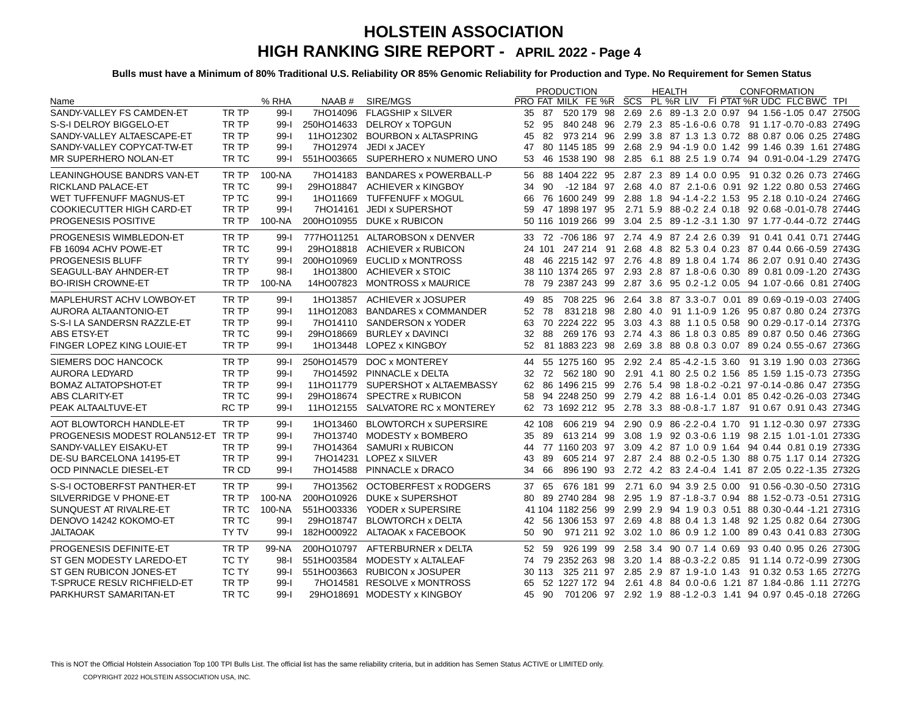# HOLSTEIN ASSOCIATION

## HIGH RANKING SIRE REPORT - APRIL 2022 - Page 4

**Bulls must have a Minimum of 80% Traditional U.S. Reliability OR 85% Genomic Reliability for Production and Type. No Requirement for Semen Status**

| Name | | % RHA | NAAB # | SIRE/MGS | PRODUCTION PRO | FAT | MILK | FE | %R | HEALTH SCS | PL | %R | LIV | FI | CONFORMATION PTAT | %R | UDC | FLC | BWC | TPI |
|---|---|---|---|---|---|---|---|---|---|---|---|---|---|---|---|---|---|---|---|---|
| SANDY-VALLEY FS CAMDEN-ET | TR TP | 99-I | 7HO14096 | FLAGSHIP x SILVER | 35 | 87 | 520 | 179 | 98 | 2.69 | 2.6 | 89 | -1.3 | 2.0 | 0.97 | 94 | 1.56 | -1.05 | 0.47 | 2750G |
| S-S-I DELROY BIGGELO-ET | TR TP | 99-I | 250HO14633 | DELROY x TOPGUN | 52 | 95 | 840 | 248 | 96 | 2.79 | 2.3 | 85 | -1.6 | -0.6 | 0.78 | 91 | 1.17 | -0.70 | -0.83 | 2749G |
| SANDY-VALLEY ALTAESCAPE-ET | TR TP | 99-I | 11HO12302 | BOURBON x ALTASPRING | 45 | 82 | 973 | 214 | 96 | 2.99 | 3.8 | 87 | 1.3 | 1.3 | 0.72 | 88 | 0.87 | 0.06 | 0.25 | 2748G |
| SANDY-VALLEY COPYCAT-TW-ET | TR TP | 99-I | 7HO12974 | JEDI x JACEY | 47 | 80 | 1145 | 185 | 99 | 2.68 | 2.9 | 94 | -1.9 | 0.0 | 1.42 | 99 | 1.46 | 0.39 | 1.61 | 2748G |
| MR SUPERHERO NOLAN-ET | TR TC | 99-I | 551HO03665 | SUPERHERO x NUMERO UNO | 53 | 46 | 1538 | 190 | 98 | 2.85 | 6.1 | 88 | 2.5 | 1.9 | 0.74 | 94 | 0.91 | -0.04 | -1.29 | 2747G |
| LEANINGHOUSE BANDRS VAN-ET | TR TP | 100-NA | 7HO14183 | BANDARES x POWERBALL-P | 56 | 88 | 1404 | 222 | 95 | 2.87 | 2.3 | 89 | 1.4 | 0.0 | 0.95 | 91 | 0.32 | 0.26 | 0.73 | 2746G |
| RICKLAND PALACE-ET | TR TC | 99-I | 29HO18847 | ACHIEVER x KINGBOY | 34 | 90 | -12 | 184 | 97 | 2.68 | 4.0 | 87 | 2.1 | -0.6 | 0.91 | 92 | 1.22 | 0.80 | 0.53 | 2746G |
| WET TUFFENUFF MAGNUS-ET | TP TC | 99-I | 1HO11669 | TUFFENUFF x MOGUL | 66 | 76 | 1600 | 249 | 99 | 2.88 | 1.8 | 94 | -1.4 | -2.2 | 1.53 | 95 | 2.18 | 0.10 | -0.24 | 2746G |
| COOKIECUTTER HIGH CARD-ET | TR TP | 99-I | 7HO14161 | JEDI x SUPERSHOT | 59 | 47 | 1898 | 197 | 95 | 2.71 | 5.9 | 88 | -0.2 | 2.4 | 0.18 | 92 | 0.68 | -0.01 | -0.78 | 2744G |
| PROGENESIS POSITIVE | TR TP | 100-NA | 200HO10955 | DUKE x RUBICON | 50 | 116 | 1019 | 266 | 99 | 3.04 | 2.5 | 89 | -1.2 | -3.1 | 1.30 | 97 | 1.77 | -0.44 | -0.72 | 2744G |
| PROGENESIS WIMBLEDON-ET | TR TP | 99-I | 777HO11251 | ALTAROBSON x DENVER | 33 | 72 | -706 | 186 | 97 | 2.74 | 4.9 | 87 | 2.4 | 2.6 | 0.39 | 91 | 0.41 | 0.41 | 0.71 | 2744G |
| FB 16094 ACHV POWE-ET | TR TC | 99-I | 29HO18818 | ACHIEVER x RUBICON | 24 | 101 | 247 | 214 | 91 | 2.68 | 4.8 | 82 | 5.3 | 0.4 | 0.23 | 87 | 0.44 | 0.66 | -0.59 | 2743G |
| PROGENESIS BLUFF | TR TY | 99-I | 200HO10969 | EUCLID x MONTROSS | 48 | 46 | 2215 | 142 | 97 | 2.76 | 4.8 | 89 | 1.8 | 0.4 | 1.74 | 86 | 2.07 | 0.91 | 0.40 | 2743G |
| SEAGULL-BAY AHNDER-ET | TR TP | 98-I | 1HO13800 | ACHIEVER x STOIC | 38 | 110 | 1374 | 265 | 97 | 2.93 | 2.8 | 87 | 1.8 | -0.6 | 0.30 | 89 | 0.81 | 0.09 | -1.20 | 2743G |
| BO-IRISH CROWNE-ET | TR TP | 100-NA | 14HO07823 | MONTROSS x MAURICE | 78 | 79 | 2387 | 243 | 99 | 2.87 | 3.6 | 95 | 0.2 | -1.2 | 0.05 | 94 | 1.07 | -0.66 | 0.81 | 2740G |
| MAPLEHURST ACHV LOWBOY-ET | TR TP | 99-I | 1HO13857 | ACHIEVER x JOSUPER | 49 | 85 | 708 | 225 | 96 | 2.64 | 3.8 | 87 | 3.3 | -0.7 | 0.01 | 89 | 0.69 | -0.19 | -0.03 | 2740G |
| AURORA ALTAANTONIO-ET | TR TP | 99-I | 11HO12083 | BANDARES x COMMANDER | 52 | 78 | 831 | 218 | 98 | 2.80 | 4.0 | 91 | 1.1 | -0.9 | 1.26 | 95 | 0.87 | 0.80 | 0.24 | 2737G |
| S-S-I LA SANDERSN RAZZLE-ET | TR TP | 99-I | 7HO14110 | SANDERSON x YODER | 63 | 70 | 2224 | 222 | 95 | 3.03 | 4.3 | 88 | 1.1 | 0.5 | 0.58 | 90 | 0.29 | -0.17 | -0.14 | 2737G |
| ABS ETSY-ET | TR TC | 99-I | 29HO18669 | BURLEY x DAVINCI | 32 | 88 | 269 | 176 | 93 | 2.74 | 4.3 | 86 | 1.8 | 0.3 | 0.85 | 89 | 0.87 | 0.50 | 0.46 | 2736G |
| FINGER LOPEZ KING LOUIE-ET | TR TP | 99-I | 1HO13448 | LOPEZ x KINGBOY | 52 | 81 | 1883 | 223 | 98 | 2.69 | 3.8 | 88 | 0.8 | 0.3 | 0.07 | 89 | 0.24 | 0.55 | -0.67 | 2736G |
| SIEMERS DOC HANCOCK | TR TP | 99-I | 250HO14579 | DOC x MONTEREY | 44 | 55 | 1275 | 160 | 95 | 2.92 | 2.4 | 85 | -4.2 | -1.5 | 3.60 | 91 | 3.19 | 1.90 | 0.03 | 2736G |
| AURORA LEDYARD | TR TP | 99-I | 7HO14592 | PINNACLE x DELTA | 32 | 72 | 562 | 180 | 90 | 2.91 | 4.1 | 80 | 2.5 | 0.2 | 1.56 | 85 | 1.59 | 1.15 | -0.73 | 2735G |
| BOMAZ ALTATOPSHOT-ET | TR TP | 99-I | 11HO11779 | SUPERSHOT x ALTAEMBASSY | 62 | 86 | 1496 | 215 | 99 | 2.76 | 5.4 | 98 | 1.8 | -0.2 | -0.21 | 97 | -0.14 | -0.86 | 0.47 | 2735G |
| ABS CLARITY-ET | TR TC | 99-I | 29HO18674 | SPECTRE x RUBICON | 58 | 94 | 2248 | 250 | 99 | 2.79 | 4.2 | 88 | 1.6 | -1.4 | 0.01 | 85 | 0.42 | -0.26 | -0.03 | 2734G |
| PEAK ALTAALTUVE-ET | RC TP | 99-I | 11HO12155 | SALVATORE RC x MONTEREY | 62 | 73 | 1692 | 212 | 95 | 2.78 | 3.3 | 88 | -0.8 | -1.7 | 1.87 | 91 | 0.67 | 0.91 | 0.43 | 2734G |
| AOT BLOWTORCH HANDLE-ET | TR TP | 99-I | 1HO13460 | BLOWTORCH x SUPERSIRE | 42 | 108 | 606 | 219 | 94 | 2.90 | 0.9 | 86 | -2.2 | -0.4 | 1.70 | 91 | 1.12 | -0.30 | 0.97 | 2733G |
| PROGENESIS MODEST ROLAN512-ET | TR TP | 99-I | 7HO13740 | MODESTY x BOMBERO | 35 | 89 | 613 | 214 | 99 | 3.08 | 1.9 | 92 | 0.3 | -0.6 | 1.19 | 98 | 2.15 | 1.01 | -1.01 | 2733G |
| SANDY-VALLEY EISAKU-ET | TR TP | 99-I | 7HO14364 | SAMURI x RUBICON | 44 | 77 | 1160 | 203 | 97 | 3.09 | 4.2 | 87 | 1.0 | 0.9 | 1.64 | 94 | 0.44 | 0.81 | 0.19 | 2733G |
| DE-SU BARCELONA 14195-ET | TR TP | 99-I | 7HO14231 | LOPEZ x SILVER | 43 | 89 | 605 | 214 | 97 | 2.87 | 2.4 | 88 | 0.2 | -0.5 | 1.30 | 88 | 0.75 | 1.17 | 0.14 | 2732G |
| OCD PINNACLE DIESEL-ET | TR CD | 99-I | 7HO14588 | PINNACLE x DRACO | 34 | 66 | 896 | 190 | 93 | 2.72 | 4.2 | 83 | 2.4 | -0.4 | 1.41 | 87 | 2.05 | 0.22 | -1.35 | 2732G |
| S-S-I OCTOBERFST PANTHER-ET | TR TP | 99-I | 7HO13562 | OCTOBERFEST x RODGERS | 37 | 65 | 676 | 181 | 99 | 2.71 | 6.0 | 94 | 3.9 | 2.5 | 0.00 | 91 | 0.56 | -0.30 | -0.50 | 2731G |
| SILVERRIDGE V PHONE-ET | TR TP | 100-NA | 200HO10926 | DUKE x SUPERSHOT | 80 | 89 | 2740 | 284 | 98 | 2.95 | 1.9 | 87 | -1.8 | -3.7 | 0.94 | 88 | 1.52 | -0.73 | -0.51 | 2731G |
| SUNQUEST AT RIVALRE-ET | TR TC | 100-NA | 551HO03336 | YODER x SUPERSIRE | 41 | 104 | 1182 | 256 | 99 | 2.99 | 2.9 | 94 | 1.9 | 0.3 | 0.51 | 88 | 0.30 | -0.44 | -1.21 | 2731G |
| DENOVO 14242 KOKOMO-ET | TR TC | 99-I | 29HO18747 | BLOWTORCH x DELTA | 42 | 56 | 1306 | 153 | 97 | 2.69 | 4.8 | 88 | 0.4 | 1.3 | 1.48 | 92 | 1.25 | 0.82 | 0.64 | 2730G |
| JALTAOAK | TY TV | 99-I | 182HO00922 | ALTAOAK x FACEBOOK | 50 | 90 | 971 | 211 | 92 | 3.02 | 1.0 | 86 | 0.9 | 1.2 | 1.00 | 89 | 0.43 | 0.41 | 0.83 | 2730G |
| PROGENESIS DEFINITE-ET | TR TP | 99-NA | 200HO10797 | AFTERBURNER x DELTA | 52 | 59 | 926 | 199 | 99 | 2.58 | 3.4 | 90 | 0.7 | 1.4 | 0.69 | 93 | 0.40 | 0.95 | 0.26 | 2730G |
| ST GEN MODESTY LAREDO-ET | TC TY | 98-I | 551HO03584 | MODESTY x ALTALEAF | 74 | 79 | 2352 | 263 | 98 | 3.20 | 1.4 | 88 | -0.3 | -2.2 | 0.85 | 91 | 1.14 | 0.72 | -0.99 | 2730G |
| ST GEN RUBICON JONES-ET | TC TY | 99-I | 551HO03663 | RUBICON x JOSUPER | 30 | 113 | 325 | 211 | 97 | 2.85 | 2.9 | 87 | 1.9 | -1.0 | 1.43 | 91 | 0.32 | 0.53 | 1.65 | 2727G |
| T-SPRUCE RESLV RICHFIELD-ET | TR TP | 99-I | 7HO14581 | RESOLVE x MONTROSS | 65 | 52 | 1227 | 172 | 94 | 2.61 | 4.8 | 84 | 0.0 | -0.6 | 1.21 | 87 | 1.84 | -0.86 | 1.11 | 2727G |
| PARKHURST SAMARITAN-ET | TR TC | 99-I | 29HO18691 | MODESTY x KINGBOY | 45 | 90 | 701 | 206 | 97 | 2.92 | 1.9 | 88 | -1.2 | -0.3 | 1.41 | 94 | 0.97 | 0.45 | -0.18 | 2726G |

This is NOT the Official Holstein Association Top 100 TPI Bulls List. The official list has the same reliability criteria, but in addition has Semen Status ACTIVE or LIMITED only.

COPYRIGHT 2022 HOLSTEIN ASSOCIATION USA, INC.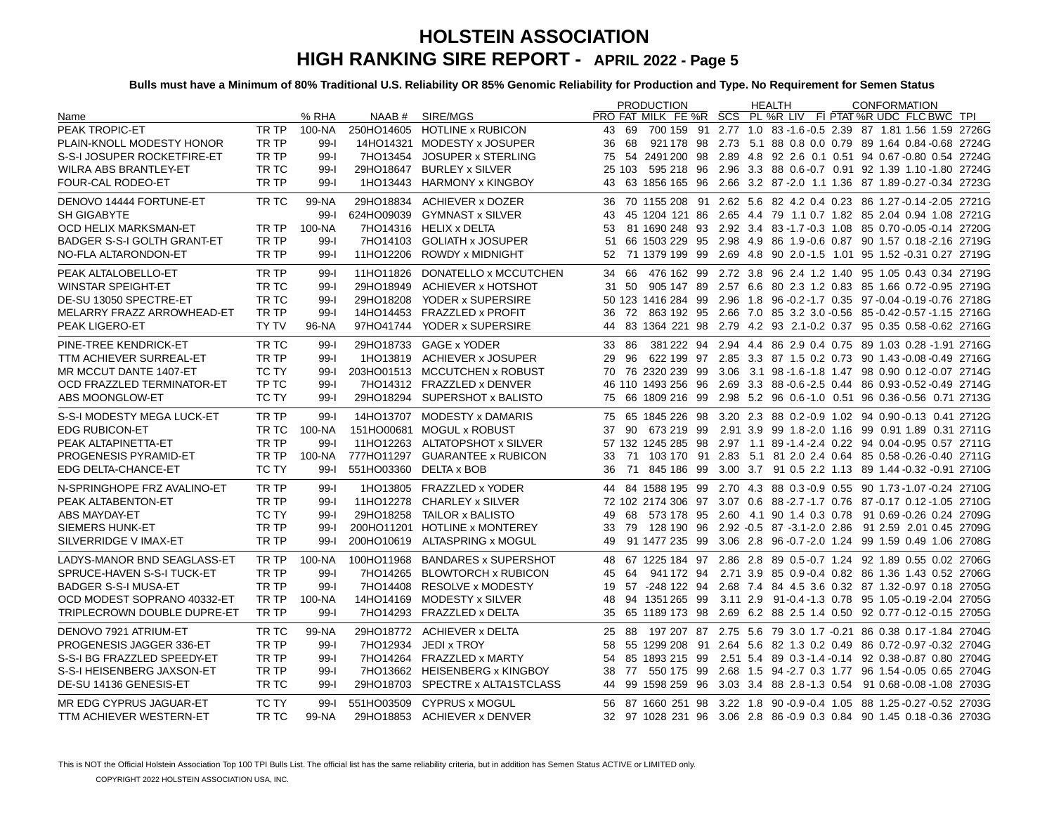# HOLSTEIN ASSOCIATION

## HIGH RANKING SIRE REPORT - APRIL 2022 - Page 5

**Bulls must have a Minimum of 80% Traditional U.S. Reliability OR 85% Genomic Reliability for Production and Type. No Requirement for Semen Status**

| | | | | | PRODUCTION | | | | | HEALTH | | | | | CONFORMATION | | | | | |
|---|---|---|---|---|---|---|---|---|---|---|---|---|---|---|---|---|---|---|---|---|
| Name | | % RHA | NAAB # | SIRE/MGS | PRO | FAT | MILK | FE | %R | SCS | PL | %R | LIV | FI | PTAT | %R | UDC | FLC | BWC | TPI |
| PEAK TROPIC-ET | TR TP | 100-NA | 250HO14605 | HOTLINE x RUBICON | 43 | 69 | 700 | 159 | 91 | 2.77 | 1.0 | 83 | -1.6 | -0.5 | 2.39 | 87 | 1.81 | 1.56 | 1.59 | 2726G |
| PLAIN-KNOLL MODESTY HONOR | TR TP | 99-I | 14HO14321 | MODESTY x JOSUPER | 36 | 68 | 921 | 178 | 98 | 2.73 | 5.1 | 88 | 0.8 | 0.0 | 0.79 | 89 | 1.64 | 0.84 | -0.68 | 2724G |
| S-S-I JOSUPER ROCKETFIRE-ET | TR TP | 99-I | 7HO13454 | JOSUPER x STERLING | 75 | 54 | 2491 | 200 | 98 | 2.89 | 4.8 | 92 | 2.6 | 0.1 | 0.51 | 94 | 0.67 | -0.80 | 0.54 | 2724G |
| WILRA ABS BRANTLEY-ET | TR TC | 99-I | 29HO18647 | BURLEY x SILVER | 25 | 103 | 595 | 218 | 96 | 2.96 | 3.3 | 88 | 0.6 | -0.7 | 0.91 | 92 | 1.39 | 1.10 | -1.80 | 2724G |
| FOUR-CAL RODEO-ET | TR TP | 99-I | 1HO13443 | HARMONY x KINGBOY | 43 | 63 | 1856 | 165 | 96 | 2.66 | 3.2 | 87 | -2.0 | 1.1 | 1.36 | 87 | 1.89 | -0.27 | -0.34 | 2723G |
| DENOVO 14444 FORTUNE-ET | TR TC | 99-NA | 29HO18834 | ACHIEVER x DOZER | 36 | 70 | 1155 | 208 | 91 | 2.62 | 5.6 | 82 | 4.2 | 0.4 | 0.23 | 86 | 1.27 | -0.14 | -2.05 | 2721G |
| SH GIGABYTE | | 99-I | 624HO09039 | GYMNAST x SILVER | 43 | 45 | 1204 | 121 | 86 | 2.65 | 4.4 | 79 | 1.1 | 0.7 | 1.82 | 85 | 2.04 | 0.94 | 1.08 | 2721G |
| OCD HELIX MARKSMAN-ET | TR TP | 100-NA | 7HO14316 | HELIX x DELTA | 53 | 81 | 1690 | 248 | 93 | 2.92 | 3.4 | 83 | -1.7 | -0.3 | 1.08 | 85 | 0.70 | -0.05 | -0.14 | 2720G |
| BADGER S-S-I GOLTH GRANT-ET | TR TP | 99-I | 7HO14103 | GOLIATH x JOSUPER | 51 | 66 | 1503 | 229 | 95 | 2.98 | 4.9 | 86 | 1.9 | -0.6 | 0.87 | 90 | 1.57 | 0.18 | -2.16 | 2719G |
| NO-FLA ALTARONDON-ET | TR TP | 99-I | 11HO12206 | ROWDY x MIDNIGHT | 52 | 71 | 1379 | 199 | 99 | 2.69 | 4.8 | 90 | 2.0 | -1.5 | 1.01 | 95 | 1.52 | -0.31 | 0.27 | 2719G |
| PEAK ALTALOBELLO-ET | TR TP | 99-I | 11HO11826 | DONATELLO x MCCUTCHEN | 34 | 66 | 476 | 162 | 99 | 2.72 | 3.8 | 96 | 2.4 | 1.2 | 1.40 | 95 | 1.05 | 0.43 | 0.34 | 2719G |
| WINSTAR SPEIGHT-ET | TR TC | 99-I | 29HO18949 | ACHIEVER x HOTSHOT | 31 | 50 | 905 | 147 | 89 | 2.57 | 6.6 | 80 | 2.3 | 1.2 | 0.83 | 85 | 1.66 | 0.72 | -0.95 | 2719G |
| DE-SU 13050 SPECTRE-ET | TR TC | 99-I | 29HO18208 | YODER x SUPERSIRE | 50 | 123 | 1416 | 284 | 99 | 2.96 | 1.8 | 96 | -0.2 | -1.7 | 0.35 | 97 | -0.04 | -0.19 | -0.76 | 2718G |
| MELARRY FRAZZ ARROWHEAD-ET | TR TP | 99-I | 14HO14453 | FRAZZLED x PROFIT | 36 | 72 | 863 | 192 | 95 | 2.66 | 7.0 | 85 | 3.2 | 3.0 | -0.56 | 85 | -0.42 | -0.57 | -1.15 | 2716G |
| PEAK LIGERO-ET | TY TV | 96-NA | 97HO41744 | YODER x SUPERSIRE | 44 | 83 | 1364 | 221 | 98 | 2.79 | 4.2 | 93 | 2.1 | -0.2 | 0.37 | 95 | 0.35 | 0.58 | -0.62 | 2716G |
| PINE-TREE KENDRICK-ET | TR TC | 99-I | 29HO18733 | GAGE x YODER | 33 | 86 | 381 | 222 | 94 | 2.94 | 4.4 | 86 | 2.9 | 0.4 | 0.75 | 89 | 1.03 | 0.28 | -1.91 | 2716G |
| TTM ACHIEVER SURREAL-ET | TR TP | 99-I | 1HO13819 | ACHIEVER x JOSUPER | 29 | 96 | 622 | 199 | 97 | 2.85 | 3.3 | 87 | 1.5 | 0.2 | 0.73 | 90 | 1.43 | -0.08 | -0.49 | 2716G |
| MR MCCUT DANTE 1407-ET | TC TY | 99-I | 203HO01513 | MCCUTCHEN x ROBUST | 70 | 76 | 2320 | 239 | 99 | 3.06 | 3.1 | 98 | -1.6 | -1.8 | 1.47 | 98 | 0.90 | 0.12 | -0.07 | 2714G |
| OCD FRAZZLED TERMINATOR-ET | TP TC | 99-I | 7HO14312 | FRAZZLED x DENVER | 46 | 110 | 1493 | 256 | 96 | 2.69 | 3.3 | 88 | -0.6 | -2.5 | 0.44 | 86 | 0.93 | -0.52 | -0.49 | 2714G |
| ABS MOONGLOW-ET | TC TY | 99-I | 29HO18294 | SUPERSHOT x BALISTO | 75 | 66 | 1809 | 216 | 99 | 2.98 | 5.2 | 96 | 0.6 | -1.0 | 0.51 | 96 | 0.36 | -0.56 | 0.71 | 2713G |
| S-S-I MODESTY MEGA LUCK-ET | TR TP | 99-I | 14HO13707 | MODESTY x DAMARIS | 75 | 65 | 1845 | 226 | 98 | 3.20 | 2.3 | 88 | 0.2 | -0.9 | 1.02 | 94 | 0.90 | -0.13 | 0.41 | 2712G |
| EDG RUBICON-ET | TR TC | 100-NA | 151HO00681 | MOGUL x ROBUST | 37 | 90 | 673 | 219 | 99 | 2.91 | 3.9 | 99 | 1.8 | -2.0 | 1.16 | 99 | 0.91 | 1.89 | 0.31 | 2711G |
| PEAK ALTAPINETTA-ET | TR TP | 99-I | 11HO12263 | ALTATOPSHOT x SILVER | 57 | 132 | 1245 | 285 | 98 | 2.97 | 1.1 | 89 | -1.4 | -2.4 | 0.22 | 94 | 0.04 | -0.95 | 0.57 | 2711G |
| PROGENESIS PYRAMID-ET | TR TP | 100-NA | 777HO11297 | GUARANTEE x RUBICON | 33 | 71 | 103 | 170 | 91 | 2.83 | 5.1 | 81 | 2.0 | 2.4 | 0.64 | 85 | 0.58 | -0.26 | -0.40 | 2711G |
| EDG DELTA-CHANCE-ET | TC TY | 99-I | 551HO03360 | DELTA x BOB | 36 | 71 | 845 | 186 | 99 | 3.00 | 3.7 | 91 | 0.5 | 2.2 | 1.13 | 89 | 1.44 | -0.32 | -0.91 | 2710G |
| N-SPRINGHOPE FRZ AVALINO-ET | TR TP | 99-I | 1HO13805 | FRAZZLED x YODER | 44 | 84 | 1588 | 195 | 99 | 2.70 | 4.3 | 88 | 0.3 | -0.9 | 0.55 | 90 | 1.73 | -1.07 | -0.24 | 2710G |
| PEAK ALTABENTON-ET | TR TP | 99-I | 11HO12278 | CHARLEY x SILVER | 72 | 102 | 2174 | 306 | 97 | 3.07 | 0.6 | 88 | -2.7 | -1.7 | 0.76 | 87 | -0.17 | 0.12 | -1.05 | 2710G |
| ABS MAYDAY-ET | TC TY | 99-I | 29HO18258 | TAILOR x BALISTO | 49 | 68 | 573 | 178 | 95 | 2.60 | 4.1 | 90 | 1.4 | 0.3 | 0.78 | 91 | 0.69 | -0.26 | 0.24 | 2709G |
| SIEMERS HUNK-ET | TR TP | 99-I | 200HO11201 | HOTLINE x MONTEREY | 33 | 79 | 128 | 190 | 96 | 2.92 | -0.5 | 87 | -3.1 | -2.0 | 2.86 | 91 | 2.59 | 2.01 | 0.45 | 2709G |
| SILVERRIDGE V IMAX-ET | TR TP | 99-I | 200HO10619 | ALTASPRING x MOGUL | 49 | 91 | 1477 | 235 | 99 | 3.06 | 2.8 | 96 | -0.7 | -2.0 | 1.24 | 99 | 1.59 | 0.49 | 1.06 | 2708G |
| LADYS-MANOR BND SEAGLASS-ET | TR TP | 100-NA | 100HO11968 | BANDARES x SUPERSHOT | 48 | 67 | 1225 | 184 | 97 | 2.86 | 2.8 | 89 | 0.5 | -0.7 | 1.24 | 92 | 1.89 | 0.55 | 0.02 | 2706G |
| SPRUCE-HAVEN S-S-I TUCK-ET | TR TP | 99-I | 7HO14265 | BLOWTORCH x RUBICON | 45 | 64 | 941 | 174 | 94 | 2.71 | 3.9 | 85 | 0.9 | -0.4 | 0.82 | 86 | 1.36 | 1.43 | 0.52 | 2706G |
| BADGER S-S-I MUSA-ET | TR TP | 99-I | 7HO14408 | RESOLVE x MODESTY | 19 | 57 | -248 | 122 | 94 | 2.68 | 7.4 | 84 | 4.5 | 3.6 | 0.32 | 87 | 1.32 | -0.97 | 0.18 | 2705G |
| OCD MODEST SOPRANO 40332-ET | TR TP | 100-NA | 14HO14169 | MODESTY x SILVER | 48 | 94 | 1351 | 265 | 99 | 3.11 | 2.9 | 91 | -0.4 | -1.3 | 0.78 | 95 | 1.05 | -0.19 | -2.04 | 2705G |
| TRIPLECROWN DOUBLE DUPRE-ET | TR TP | 99-I | 7HO14293 | FRAZZLED x DELTA | 35 | 65 | 1189 | 173 | 98 | 2.69 | 6.2 | 88 | 2.5 | 1.4 | 0.50 | 92 | 0.77 | -0.12 | -0.15 | 2705G |
| DENOVO 7921 ATRIUM-ET | TR TC | 99-NA | 29HO18772 | ACHIEVER x DELTA | 25 | 88 | 197 | 207 | 87 | 2.75 | 5.6 | 79 | 3.0 | 1.7 | -0.21 | 86 | 0.38 | 0.17 | -1.84 | 2704G |
| PROGENESIS JAGGER 336-ET | TR TP | 99-I | 7HO12934 | JEDI x TROY | 58 | 55 | 1299 | 208 | 91 | 2.64 | 5.6 | 82 | 1.3 | 0.2 | 0.49 | 86 | 0.72 | -0.97 | -0.32 | 2704G |
| S-S-I BG FRAZZLED SPEEDY-ET | TR TP | 99-I | 7HO14264 | FRAZZLED x MARTY | 54 | 85 | 1893 | 215 | 99 | 2.51 | 5.4 | 89 | 0.3 | -1.4 | -0.14 | 92 | 0.38 | -0.87 | 0.80 | 2704G |
| S-S-I HEISENBERG JAXSON-ET | TR TP | 99-I | 7HO13662 | HEISENBERG x KINGBOY | 38 | 77 | 550 | 175 | 99 | 2.68 | 1.5 | 94 | -2.7 | 0.3 | 1.77 | 96 | 1.54 | -0.05 | 0.65 | 2704G |
| DE-SU 14136 GENESIS-ET | TR TC | 99-I | 29HO18703 | SPECTRE x ALTA1STCLASS | 44 | 99 | 1598 | 259 | 96 | 3.03 | 3.4 | 88 | 2.8 | -1.3 | 0.54 | 91 | 0.68 | -0.08 | -1.08 | 2703G |
| MR EDG CYPRUS JAGUAR-ET | TC TY | 99-I | 551HO03509 | CYPRUS x MOGUL | 56 | 87 | 1660 | 251 | 98 | 3.22 | 1.8 | 90 | -0.9 | -0.4 | 1.05 | 88 | 1.25 | -0.27 | -0.52 | 2703G |
| TTM ACHIEVER WESTERN-ET | TR TC | 99-NA | 29HO18853 | ACHIEVER x DENVER | 32 | 97 | 1028 | 231 | 96 | 3.06 | 2.8 | 86 | -0.9 | 0.3 | 0.84 | 90 | 1.45 | 0.18 | -0.36 | 2703G |

This is NOT the Official Holstein Association Top 100 TPI Bulls List. The official list has the same reliability criteria, but in addition has Semen Status ACTIVE or LIMITED only.

COPYRIGHT 2022 HOLSTEIN ASSOCIATION USA, INC.